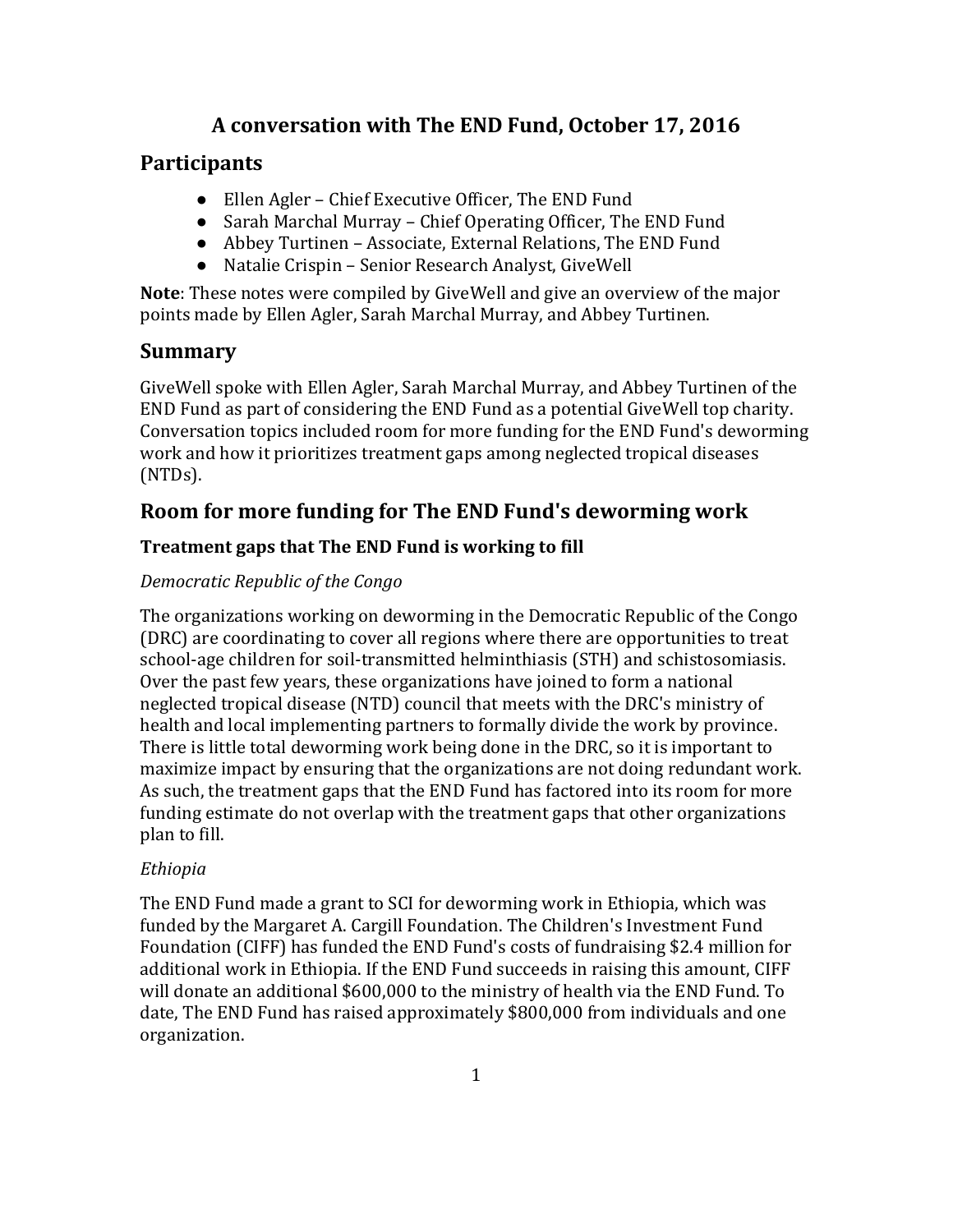# A conversation with The END Fund, October 17, 2016

## Participants

- Ellen Agler – Chief Executive Officer, The END Fund
- Sarah Marchal Murray – Chief Operating Officer, The END Fund
- Abbey Turtinen – Associate, External Relations, The END Fund
- Natalie Crispin – Senior Research Analyst, GiveWell

**Note**: These notes were compiled by GiveWell and give an overview of the major points made by Ellen Agler, Sarah Marchal Murray, and Abbey Turtinen.

## Summary

GiveWell spoke with Ellen Agler, Sarah Marchal Murray, and Abbey Turtinen of the END Fund as part of considering the END Fund as a potential GiveWell top charity. Conversation topics included room for more funding for the END Fund's deworming work and how it prioritizes treatment gaps among neglected tropical diseases (NTDs).

## Room for more funding for The END Fund's deworming work

### Treatment gaps that The END Fund is working to fill

*Democratic Republic of the Congo*

The organizations working on deworming in the Democratic Republic of the Congo (DRC) are coordinating to cover all regions where there are opportunities to treat school-age children for soil-transmitted helminthiasis (STH) and schistosomiasis. Over the past few years, these organizations have joined to form a national neglected tropical disease (NTD) council that meets with the DRC's ministry of health and local implementing partners to formally divide the work by province. There is little total deworming work being done in the DRC, so it is important to maximize impact by ensuring that the organizations are not doing redundant work. As such, the treatment gaps that the END Fund has factored into its room for more funding estimate do not overlap with the treatment gaps that other organizations plan to fill.

*Ethiopia*

The END Fund made a grant to SCI for deworming work in Ethiopia, which was funded by the Margaret A. Cargill Foundation. The Children's Investment Fund Foundation (CIFF) has funded the END Fund's costs of fundraising $2.4 million for additional work in Ethiopia. If the END Fund succeeds in raising this amount, CIFF will donate an additional $600,000 to the ministry of health via the END Fund. To date, The END Fund has raised approximately $800,000 from individuals and one organization.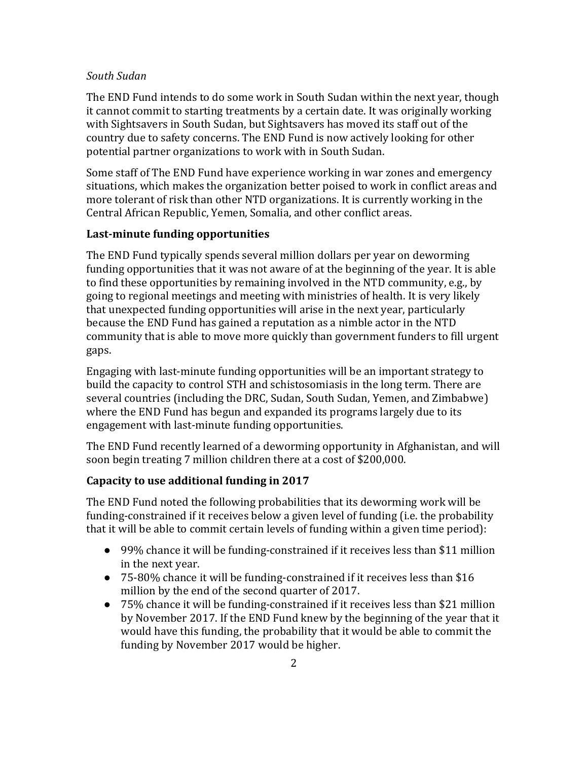*South Sudan*

The END Fund intends to do some work in South Sudan within the next year, though it cannot commit to starting treatments by a certain date. It was originally working with Sightsavers in South Sudan, but Sightsavers has moved its staff out of the country due to safety concerns. The END Fund is now actively looking for other potential partner organizations to work with in South Sudan.

Some staff of The END Fund have experience working in war zones and emergency situations, which makes the organization better poised to work in conflict areas and more tolerant of risk than other NTD organizations. It is currently working in the Central African Republic, Yemen, Somalia, and other conflict areas.

### Last-minute funding opportunities

The END Fund typically spends several million dollars per year on deworming funding opportunities that it was not aware of at the beginning of the year. It is able to find these opportunities by remaining involved in the NTD community, e.g., by going to regional meetings and meeting with ministries of health. It is very likely that unexpected funding opportunities will arise in the next year, particularly because the END Fund has gained a reputation as a nimble actor in the NTD community that is able to move more quickly than government funders to fill urgent gaps.

Engaging with last-minute funding opportunities will be an important strategy to build the capacity to control STH and schistosomiasis in the long term. There are several countries (including the DRC, Sudan, South Sudan, Yemen, and Zimbabwe) where the END Fund has begun and expanded its programs largely due to its engagement with last-minute funding opportunities.

The END Fund recently learned of a deworming opportunity in Afghanistan, and will soon begin treating 7 million children there at a cost of $200,000.

### Capacity to use additional funding in 2017

The END Fund noted the following probabilities that its deworming work will be funding-constrained if it receives below a given level of funding (i.e. the probability that it will be able to commit certain levels of funding within a given time period):

- 99% chance it will be funding-constrained if it receives less than $11 million in the next year.
- 75-80% chance it will be funding-constrained if it receives less than $16 million by the end of the second quarter of 2017.
- 75% chance it will be funding-constrained if it receives less than $21 million by November 2017. If the END Fund knew by the beginning of the year that it would have this funding, the probability that it would be able to commit the funding by November 2017 would be higher.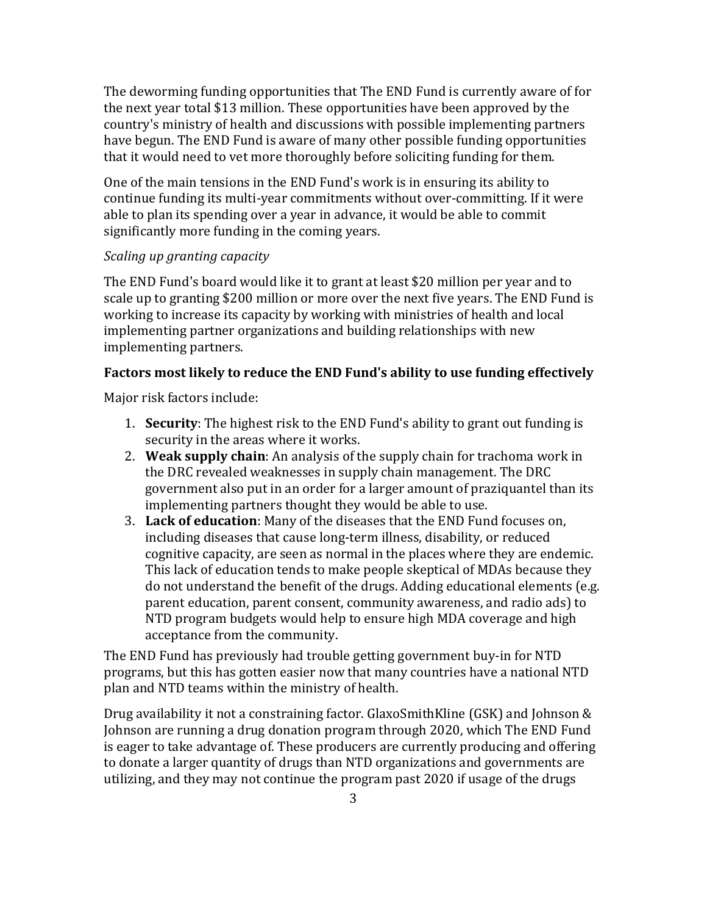The deworming funding opportunities that The END Fund is currently aware of for the next year total $13 million. These opportunities have been approved by the country's ministry of health and discussions with possible implementing partners have begun. The END Fund is aware of many other possible funding opportunities that it would need to vet more thoroughly before soliciting funding for them.

One of the main tensions in the END Fund's work is in ensuring its ability to continue funding its multi-year commitments without over-committing. If it were able to plan its spending over a year in advance, it would be able to commit significantly more funding in the coming years.

*Scaling up granting capacity*

The END Fund's board would like it to grant at least $20 million per year and to scale up to granting $200 million or more over the next five years. The END Fund is working to increase its capacity by working with ministries of health and local implementing partner organizations and building relationships with new implementing partners.

**Factors most likely to reduce the END Fund's ability to use funding effectively**

Major risk factors include:

1. **Security**: The highest risk to the END Fund's ability to grant out funding is security in the areas where it works.
2. **Weak supply chain**: An analysis of the supply chain for trachoma work in the DRC revealed weaknesses in supply chain management. The DRC government also put in an order for a larger amount of praziquantel than its implementing partners thought they would be able to use.
3. **Lack of education**: Many of the diseases that the END Fund focuses on, including diseases that cause long-term illness, disability, or reduced cognitive capacity, are seen as normal in the places where they are endemic. This lack of education tends to make people skeptical of MDAs because they do not understand the benefit of the drugs. Adding educational elements (e.g. parent education, parent consent, community awareness, and radio ads) to NTD program budgets would help to ensure high MDA coverage and high acceptance from the community.

The END Fund has previously had trouble getting government buy-in for NTD programs, but this has gotten easier now that many countries have a national NTD plan and NTD teams within the ministry of health.

Drug availability it not a constraining factor. GlaxoSmithKline (GSK) and Johnson & Johnson are running a drug donation program through 2020, which The END Fund is eager to take advantage of. These producers are currently producing and offering to donate a larger quantity of drugs than NTD organizations and governments are utilizing, and they may not continue the program past 2020 if usage of the drugs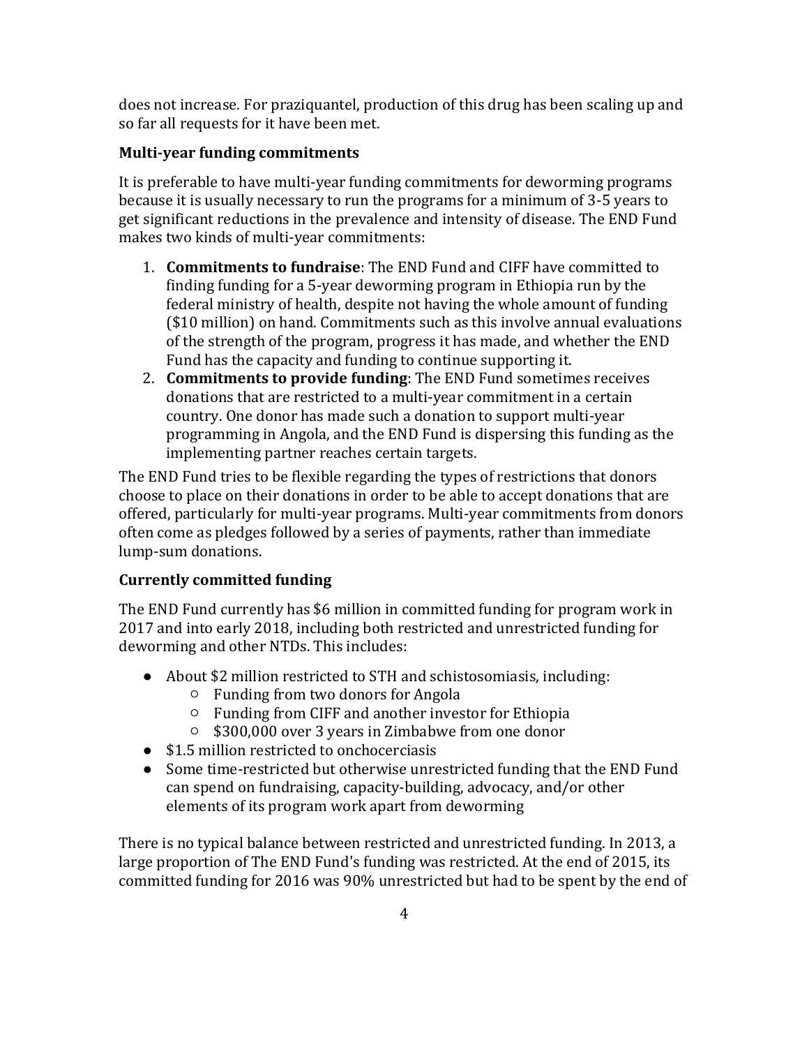does not increase. For praziquantel, production of this drug has been scaling up and so far all requests for it have been met.

**Multi-year funding commitments**

It is preferable to have multi-year funding commitments for deworming programs because it is usually necessary to run the programs for a minimum of 3-5 years to get significant reductions in the prevalence and intensity of disease. The END Fund makes two kinds of multi-year commitments:

1. **Commitments to fundraise**: The END Fund and CIFF have committed to finding funding for a 5-year deworming program in Ethiopia run by the federal ministry of health, despite not having the whole amount of funding ($10 million) on hand. Commitments such as this involve annual evaluations of the strength of the program, progress it has made, and whether the END Fund has the capacity and funding to continue supporting it.
2. **Commitments to provide funding**: The END Fund sometimes receives donations that are restricted to a multi-year commitment in a certain country. One donor has made such a donation to support multi-year programming in Angola, and the END Fund is dispersing this funding as the implementing partner reaches certain targets.

The END Fund tries to be flexible regarding the types of restrictions that donors choose to place on their donations in order to be able to accept donations that are offered, particularly for multi-year programs. Multi-year commitments from donors often come as pledges followed by a series of payments, rather than immediate lump-sum donations.

**Currently committed funding**

The END Fund currently has $6 million in committed funding for program work in 2017 and into early 2018, including both restricted and unrestricted funding for deworming and other NTDs. This includes:

- About $2 million restricted to STH and schistosomiasis, including:
  - Funding from two donors for Angola
  - Funding from CIFF and another investor for Ethiopia
  - $300,000 over 3 years in Zimbabwe from one donor
- $1.5 million restricted to onchocerciasis
- Some time-restricted but otherwise unrestricted funding that the END Fund can spend on fundraising, capacity-building, advocacy, and/or other elements of its program work apart from deworming

There is no typical balance between restricted and unrestricted funding. In 2013, a large proportion of The END Fund's funding was restricted. At the end of 2015, its committed funding for 2016 was 90% unrestricted but had to be spent by the end of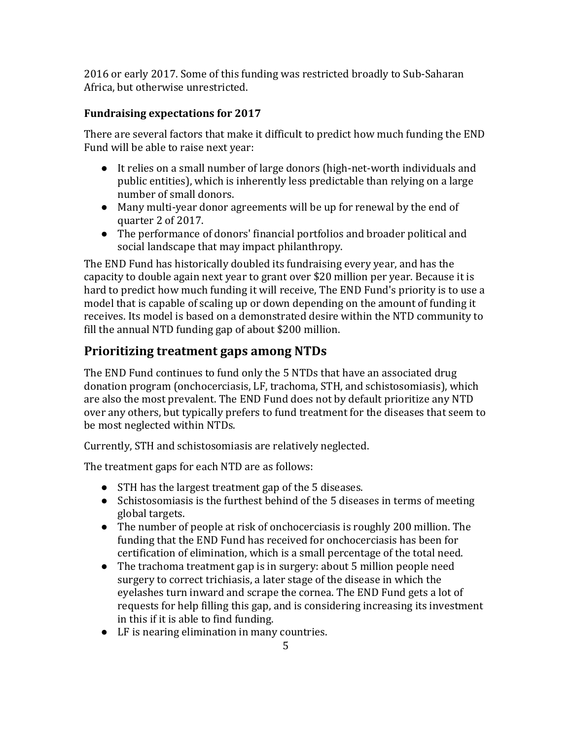2016 or early 2017. Some of this funding was restricted broadly to Sub-Saharan Africa, but otherwise unrestricted.

### Fundraising expectations for 2017

There are several factors that make it difficult to predict how much funding the END Fund will be able to raise next year:

- It relies on a small number of large donors (high-net-worth individuals and public entities), which is inherently less predictable than relying on a large number of small donors.
- Many multi-year donor agreements will be up for renewal by the end of quarter 2 of 2017.
- The performance of donors' financial portfolios and broader political and social landscape that may impact philanthropy.

The END Fund has historically doubled its fundraising every year, and has the capacity to double again next year to grant over $20 million per year. Because it is hard to predict how much funding it will receive, The END Fund's priority is to use a model that is capable of scaling up or down depending on the amount of funding it receives. Its model is based on a demonstrated desire within the NTD community to fill the annual NTD funding gap of about $200 million.

## Prioritizing treatment gaps among NTDs

The END Fund continues to fund only the 5 NTDs that have an associated drug donation program (onchocerciasis, LF, trachoma, STH, and schistosomiasis), which are also the most prevalent. The END Fund does not by default prioritize any NTD over any others, but typically prefers to fund treatment for the diseases that seem to be most neglected within NTDs.

Currently, STH and schistosomiasis are relatively neglected.

The treatment gaps for each NTD are as follows:

- STH has the largest treatment gap of the 5 diseases.
- Schistosomiasis is the furthest behind of the 5 diseases in terms of meeting global targets.
- The number of people at risk of onchocerciasis is roughly 200 million. The funding that the END Fund has received for onchocerciasis has been for certification of elimination, which is a small percentage of the total need.
- The trachoma treatment gap is in surgery: about 5 million people need surgery to correct trichiasis, a later stage of the disease in which the eyelashes turn inward and scrape the cornea. The END Fund gets a lot of requests for help filling this gap, and is considering increasing its investment in this if it is able to find funding.
- LF is nearing elimination in many countries.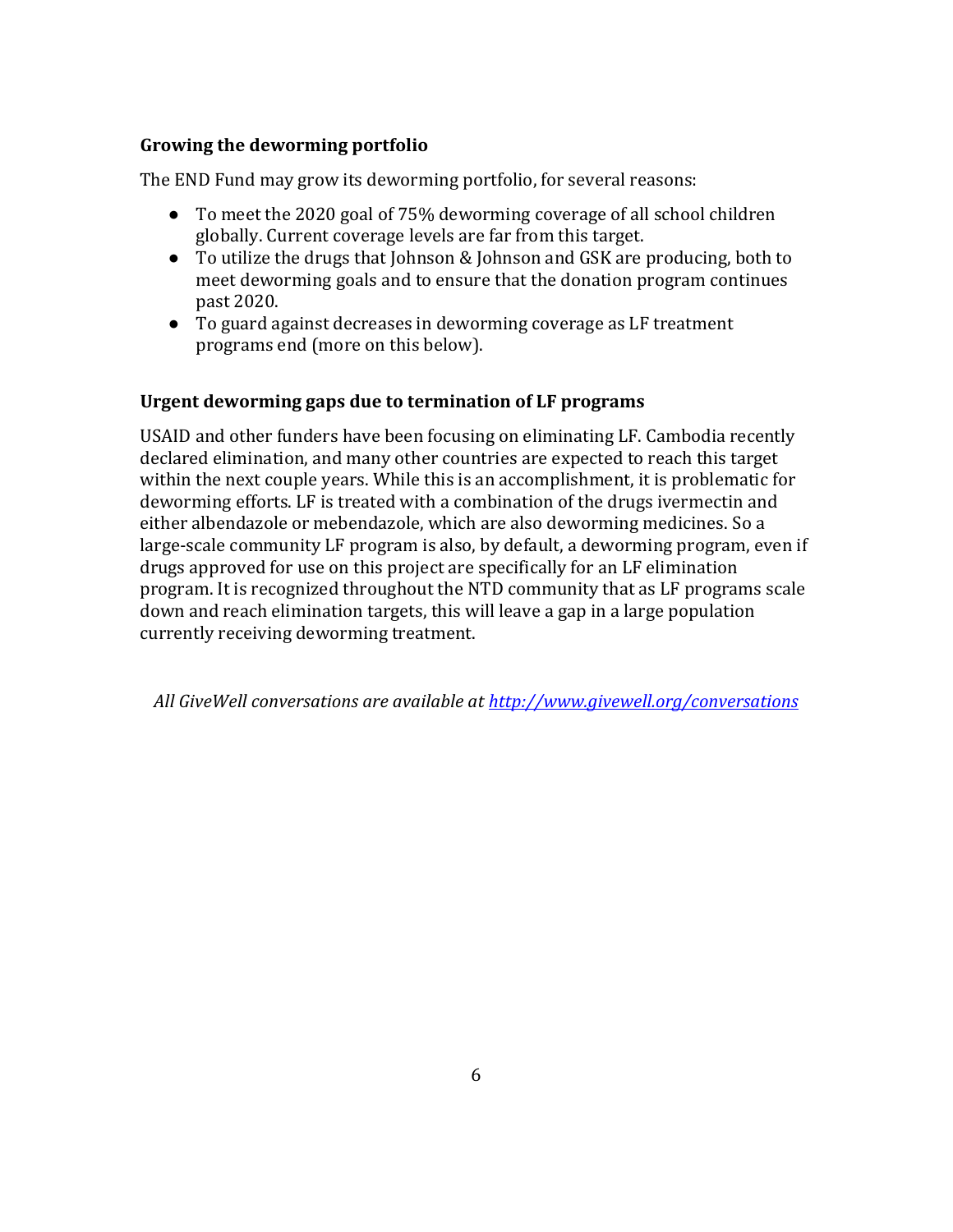**Growing the deworming portfolio**

The END Fund may grow its deworming portfolio, for several reasons:

- To meet the 2020 goal of 75% deworming coverage of all school children globally. Current coverage levels are far from this target.
- To utilize the drugs that Johnson & Johnson and GSK are producing, both to meet deworming goals and to ensure that the donation program continues past 2020.
- To guard against decreases in deworming coverage as LF treatment programs end (more on this below).

**Urgent deworming gaps due to termination of LF programs**

USAID and other funders have been focusing on eliminating LF. Cambodia recently declared elimination, and many other countries are expected to reach this target within the next couple years. While this is an accomplishment, it is problematic for deworming efforts. LF is treated with a combination of the drugs ivermectin and either albendazole or mebendazole, which are also deworming medicines. So a large-scale community LF program is also, by default, a deworming program, even if drugs approved for use on this project are specifically for an LF elimination program. It is recognized throughout the NTD community that as LF programs scale down and reach elimination targets, this will leave a gap in a large population currently receiving deworming treatment.

*All GiveWell conversations are available at [http://www.givewell.org/conversations](http://www.givewell.org/conversations)*